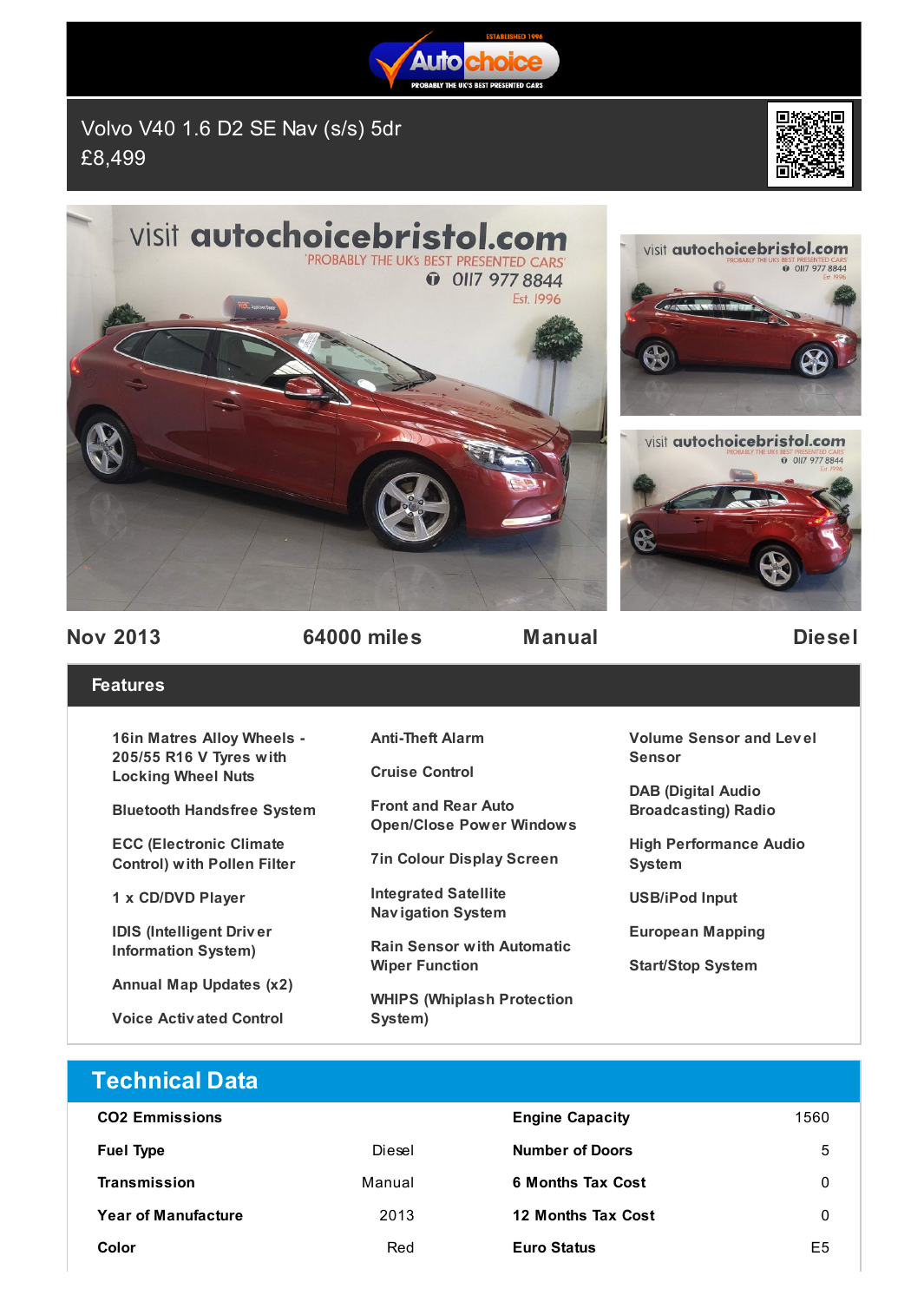# Volvo V40 1.6 D2 SE Nav (s/s) 5dr

£8,499

| Nov 2013 | 64000 miles | Manual | Diesel |
|---|---|---|---|

## Features

- 16in Matres Alloy Wheels - 205/55 R16 V Tyres with Locking Wheel Nuts
- Bluetooth Handsfree System
- ECC (Electronic Climate Control) with Pollen Filter
- 1 x CD/DVD Player
- IDIS (Intelligent Driver Information System)
- Annual Map Updates (x2)
- Voice Activated Control
- Anti-Theft Alarm
- Cruise Control
- Front and Rear Auto Open/Close Power Windows
- 7in Colour Display Screen
- Integrated Satellite Navigation System
- Rain Sensor with Automatic Wiper Function
- WHIPS (Whiplash Protection System)
- Volume Sensor and Level Sensor
- DAB (Digital Audio Broadcasting) Radio
- High Performance Audio System
- USB/iPod Input
- European Mapping
- Start/Stop System

## Technical Data

| | | | |
|---|---|---|---|
| **CO2 Emissions** | | **Engine Capacity** | 1560 |
| **Fuel Type** | Diesel | **Number of Doors** | 5 |
| **Transmission** | Manual | **6 Months Tax Cost** | 0 |
| **Year of Manufacture** | 2013 | **12 Months Tax Cost** | 0 |
| **Color** | Red | **Euro Status** | E5 |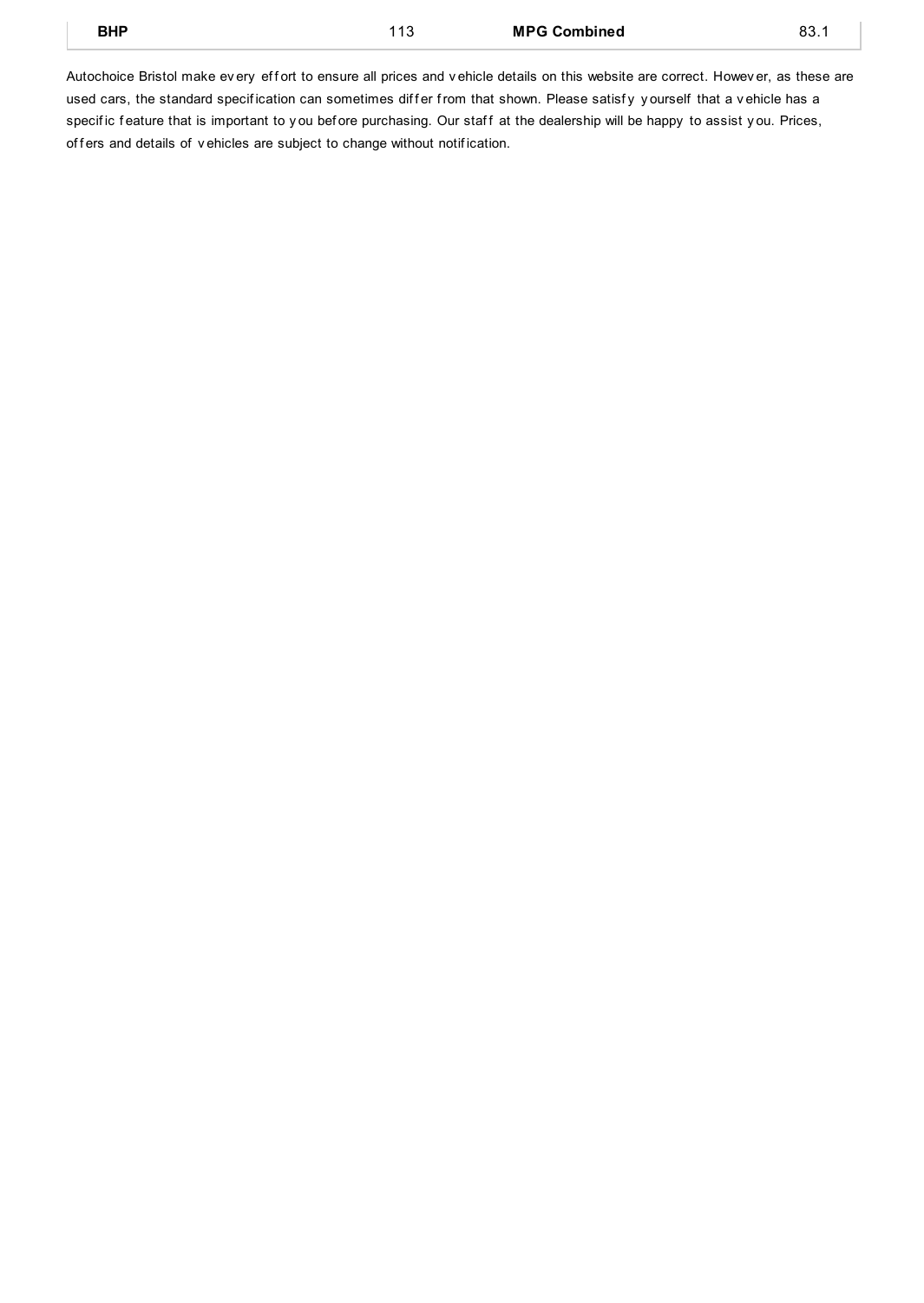| | | | |
|---|---|---|---|
| **BHP** | 113 | **MPG Combined** | 83.1 |

Autochoice Bristol make every effort to ensure all prices and vehicle details on this website are correct. However, as these are used cars, the standard specification can sometimes differ from that shown. Please satisfy yourself that a vehicle has a specific feature that is important to you before purchasing. Our staff at the dealership will be happy to assist you. Prices, offers and details of vehicles are subject to change without notification.